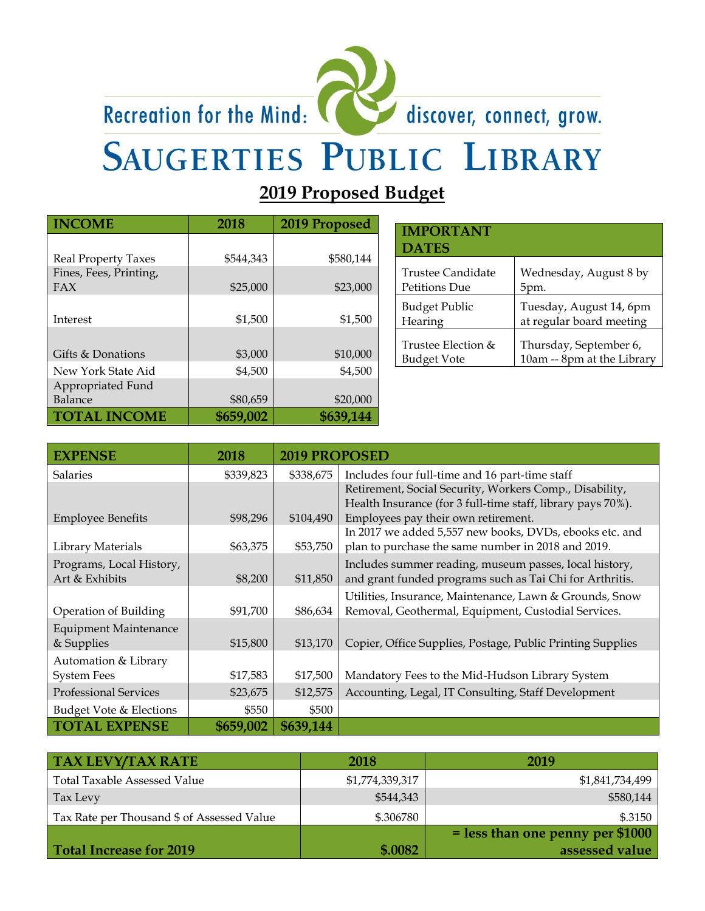Recreation for the Mind: discover, connect, grow.

# SAUGERTIES PUBLIC LIBRARY

## 2019 Proposed Budget

| INCOME | 2018 | 2019 Proposed |
|---|---|---|
| Real Property Taxes | $544,343 | $580,144 |
| Fines, Fees, Printing, FAX | $25,000 | $23,000 |
| Interest | $1,500 | $1,500 |
| Gifts & Donations | $3,000 | $10,000 |
| New York State Aid | $4,500 | $4,500 |
| Appropriated Fund Balance | $80,659 | $20,000 |
| **TOTAL INCOME** | **$659,002** | **$639,144** |

| IMPORTANT DATES | |
|---|---|
| Trustee Candidate Petitions Due | Wednesday, August 8 by 5pm. |
| Budget Public Hearing | Tuesday, August 14, 6pm at regular board meeting |
| Trustee Election & Budget Vote | Thursday, September 6, 10am -- 8pm at the Library |

| EXPENSE | 2018 | 2019 PROPOSED | |
|---|---|---|---|
| Salaries | $339,823 | $338,675 | Includes four full-time and 16 part-time staff |
| Employee Benefits | $98,296 | $104,490 | Retirement, Social Security, Workers Comp., Disability, Health Insurance (for 3 full-time staff, library pays 70%). Employees pay their own retirement. |
| Library Materials | $63,375 | $53,750 | In 2017 we added 5,557 new books, DVDs, ebooks etc. and plan to purchase the same number in 2018 and 2019. |
| Programs, Local History, Art & Exhibits | $8,200 | $11,850 | Includes summer reading, museum passes, local history, and grant funded programs such as Tai Chi for Arthritis. |
| Operation of Building | $91,700 | $86,634 | Utilities, Insurance, Maintenance, Lawn & Grounds, Snow Removal, Geothermal, Equipment, Custodial Services. |
| Equipment Maintenance & Supplies | $15,800 | $13,170 | Copier, Office Supplies, Postage, Public Printing Supplies |
| Automation & Library System Fees | $17,583 | $17,500 | Mandatory Fees to the Mid-Hudson Library System |
| Professional Services | $23,675 | $12,575 | Accounting, Legal, IT Consulting, Staff Development |
| Budget Vote & Elections | $550 | $500 | |
| **TOTAL EXPENSE** | **$659,002** | **$639,144** | |

| TAX LEVY/TAX RATE | 2018 | 2019 |
|---|---|---|
| Total Taxable Assessed Value | $1,774,339,317 | $1,841,734,499 |
| Tax Levy | $544,343 | $580,144 |
| Tax Rate per Thousand $ of Assessed Value | $.306780 | $.3150 |
| **Total Increase for 2019** | **$.0082** | **= less than one penny per $1000 assessed value** |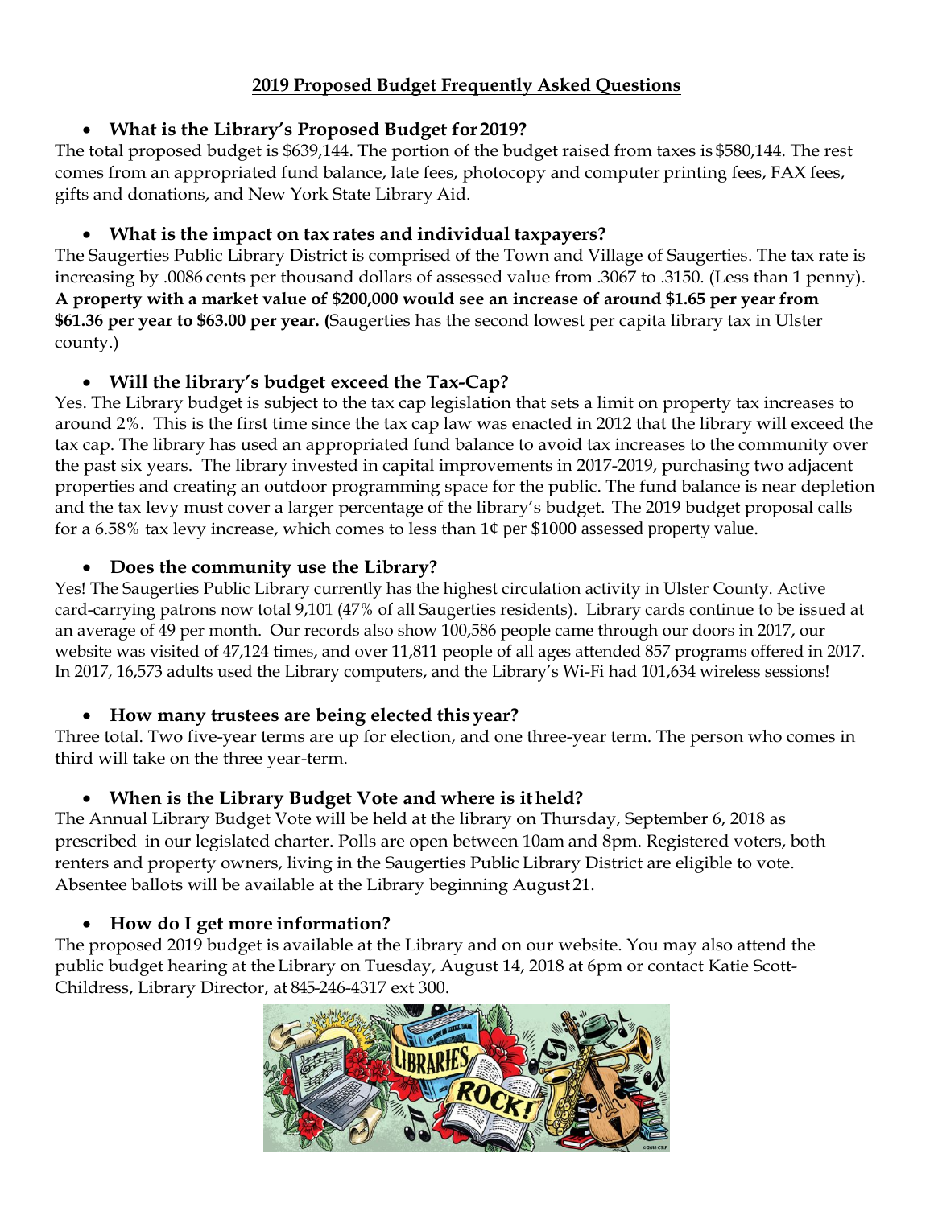## 2019 Proposed Budget Frequently Asked Questions

- **What is the Library's Proposed Budget for 2019?**

The total proposed budget is $639,144. The portion of the budget raised from taxes is $580,144. The rest comes from an appropriated fund balance, late fees, photocopy and computer printing fees, FAX fees, gifts and donations, and New York State Library Aid.

- **What is the impact on tax rates and individual taxpayers?**

The Saugerties Public Library District is comprised of the Town and Village of Saugerties. The tax rate is increasing by .0086 cents per thousand dollars of assessed value from .3067 to .3150. (Less than 1 penny). **A property with a market value of $200,000 would see an increase of around $1.65 per year from $61.36 per year to $63.00 per year. (**Saugerties has the second lowest per capita library tax in Ulster county.)

- **Will the library's budget exceed the Tax-Cap?**

Yes. The Library budget is subject to the tax cap legislation that sets a limit on property tax increases to around 2%. This is the first time since the tax cap law was enacted in 2012 that the library will exceed the tax cap. The library has used an appropriated fund balance to avoid tax increases to the community over the past six years. The library invested in capital improvements in 2017-2019, purchasing two adjacent properties and creating an outdoor programming space for the public. The fund balance is near depletion and the tax levy must cover a larger percentage of the library's budget. The 2019 budget proposal calls for a 6.58% tax levy increase, which comes to less than 1¢ per $1000 assessed property value.

- **Does the community use the Library?**

Yes! The Saugerties Public Library currently has the highest circulation activity in Ulster County. Active card-carrying patrons now total 9,101 (47% of all Saugerties residents). Library cards continue to be issued at an average of 49 per month. Our records also show 100,586 people came through our doors in 2017, our website was visited of 47,124 times, and over 11,811 people of all ages attended 857 programs offered in 2017. In 2017, 16,573 adults used the Library computers, and the Library's Wi-Fi had 101,634 wireless sessions!

- **How many trustees are being elected this year?**

Three total. Two five-year terms are up for election, and one three-year term. The person who comes in third will take on the three year-term.

- **When is the Library Budget Vote and where is it held?**

The Annual Library Budget Vote will be held at the library on Thursday, September 6, 2018 as prescribed in our legislated charter. Polls are open between 10am and 8pm. Registered voters, both renters and property owners, living in the Saugerties Public Library District are eligible to vote. Absentee ballots will be available at the Library beginning August 21.

- **How do I get more information?**

The proposed 2019 budget is available at the Library and on our website. You may also attend the public budget hearing at the Library on Tuesday, August 14, 2018 at 6pm or contact Katie Scott-Childress, Library Director, at 845-246-4317 ext 300.